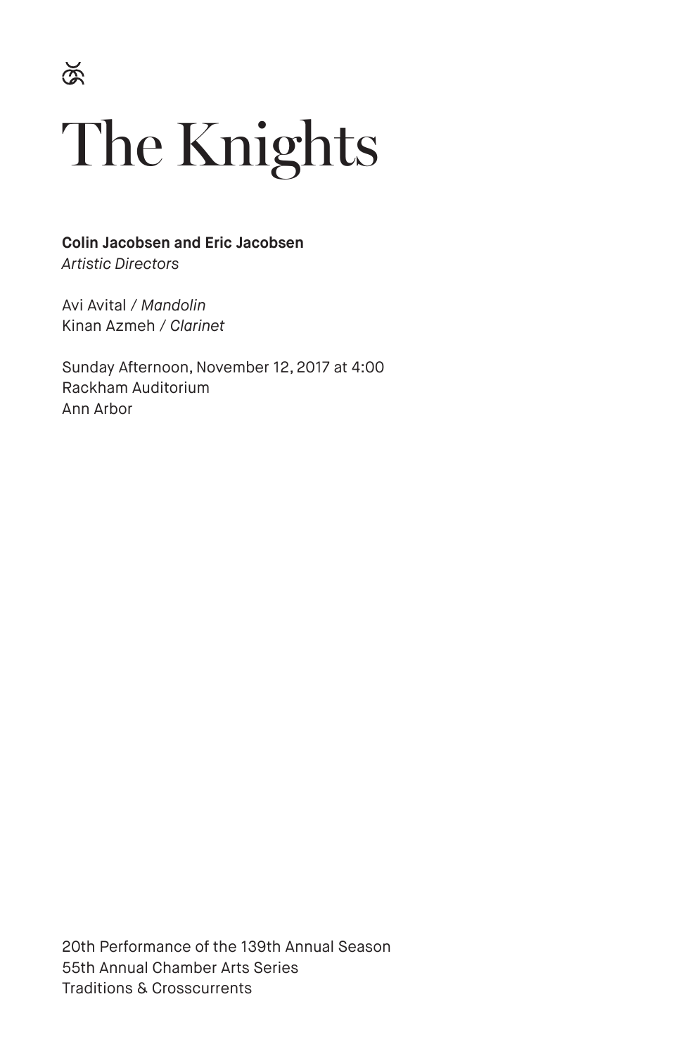# The Knights

**Colin Jacobsen and Eric Jacobsen**
*Artistic Directors*

Avi Avital / *Mandolin*
Kinan Azmeh / *Clarinet*

Sunday Afternoon, November 12, 2017 at 4:00
Rackham Auditorium
Ann Arbor

20th Performance of the 139th Annual Season
55th Annual Chamber Arts Series
Traditions & Crosscurrents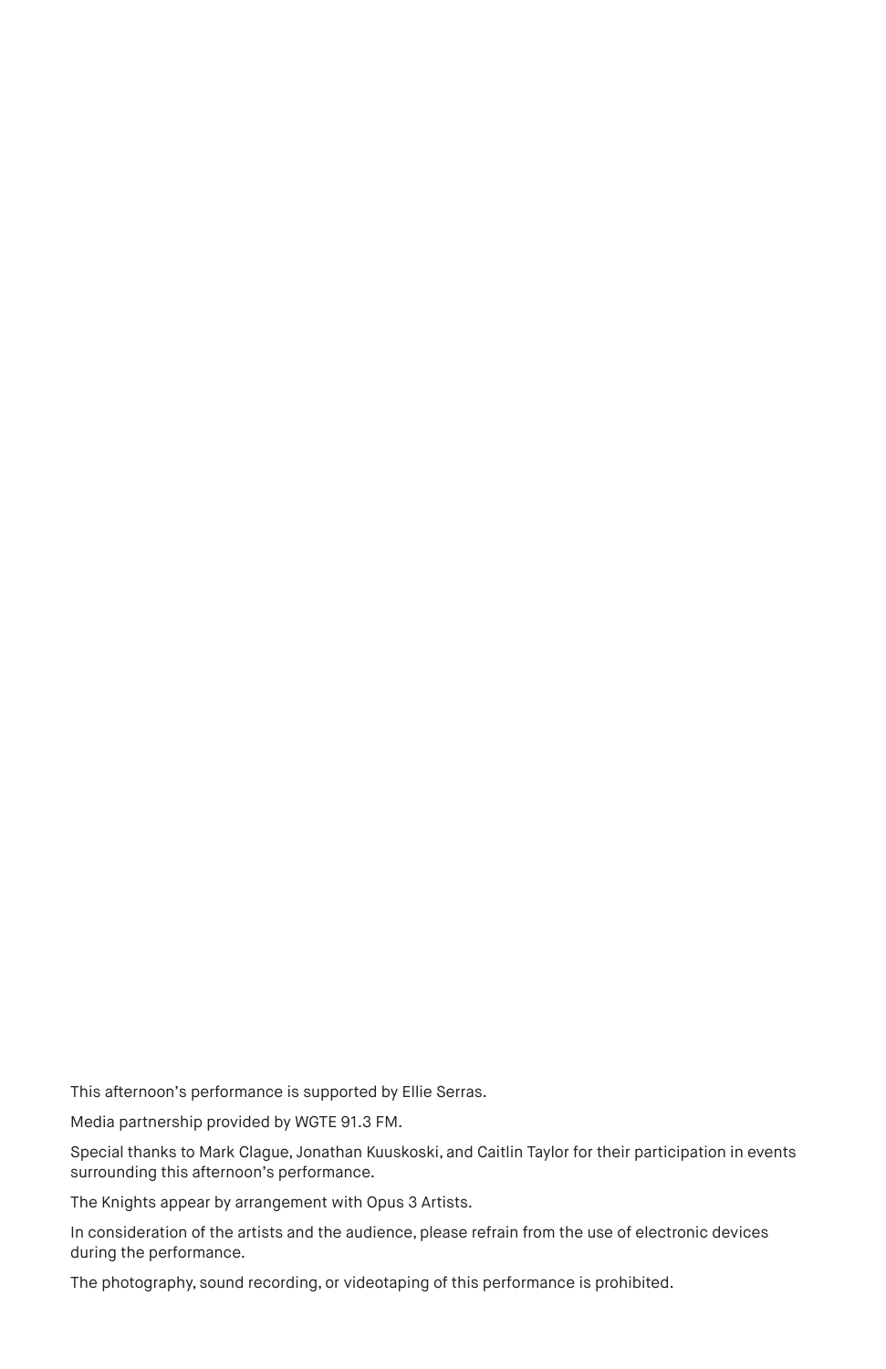This afternoon's performance is supported by Ellie Serras.

Media partnership provided by WGTE 91.3 FM.

Special thanks to Mark Clague, Jonathan Kuuskoski, and Caitlin Taylor for their participation in events surrounding this afternoon's performance.

The Knights appear by arrangement with Opus 3 Artists.

In consideration of the artists and the audience, please refrain from the use of electronic devices during the performance.

The photography, sound recording, or videotaping of this performance is prohibited.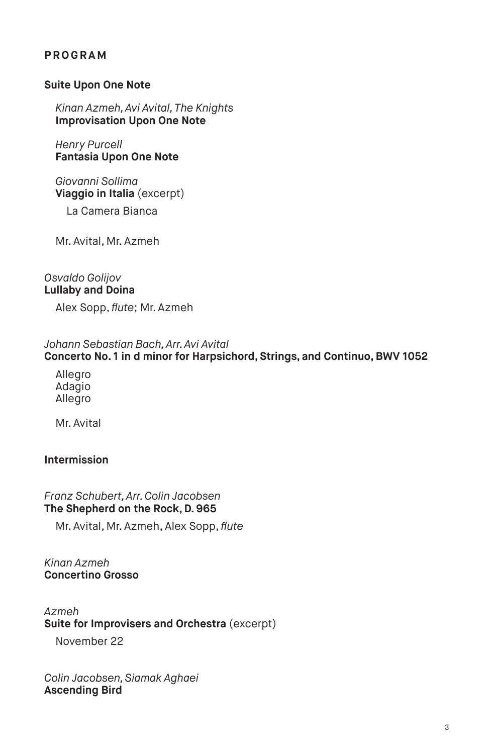## PROGRAM

**Suite Upon One Note**

*Kinan Azmeh, Avi Avital, The Knights*
**Improvisation Upon One Note**

*Henry Purcell*
**Fantasia Upon One Note**

*Giovanni Sollima*
**Viaggio in Italia** (excerpt)

La Camera Bianca

Mr. Avital, Mr. Azmeh

*Osvaldo Golijov*
**Lullaby and Doina**

Alex Sopp, *flute*; Mr. Azmeh

*Johann Sebastian Bach, Arr. Avi Avital*
**Concerto No. 1 in d minor for Harpsichord, Strings, and Continuo, BWV 1052**

Allegro
Adagio
Allegro

Mr. Avital

**Intermission**

*Franz Schubert, Arr. Colin Jacobsen*
**The Shepherd on the Rock, D. 965**

Mr. Avital, Mr. Azmeh, Alex Sopp, *flute*

*Kinan Azmeh*
**Concertino Grosso**

*Azmeh*
**Suite for Improvisers and Orchestra** (excerpt)

November 22

*Colin Jacobsen, Siamak Aghaei*
**Ascending Bird**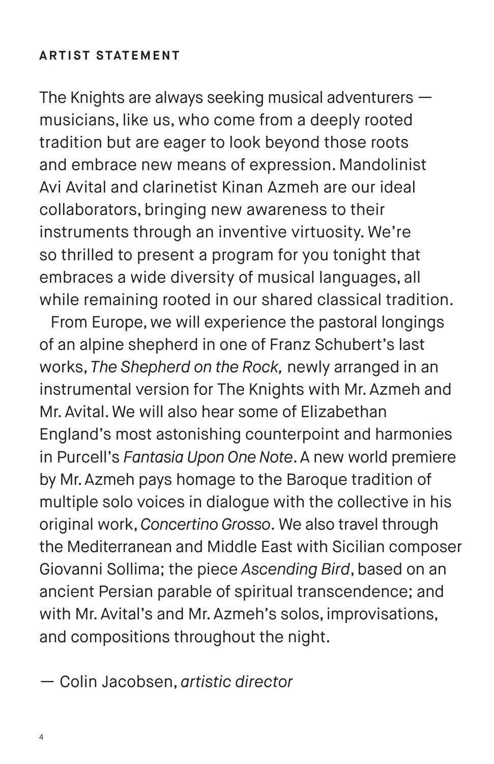## ARTIST STATEMENT

The Knights are always seeking musical adventurers — musicians, like us, who come from a deeply rooted tradition but are eager to look beyond those roots and embrace new means of expression. Mandolinist Avi Avital and clarinetist Kinan Azmeh are our ideal collaborators, bringing new awareness to their instruments through an inventive virtuosity. We're so thrilled to present a program for you tonight that embraces a wide diversity of musical languages, all while remaining rooted in our shared classical tradition.

From Europe, we will experience the pastoral longings of an alpine shepherd in one of Franz Schubert's last works, *The Shepherd on the Rock,* newly arranged in an instrumental version for The Knights with Mr. Azmeh and Mr. Avital. We will also hear some of Elizabethan England's most astonishing counterpoint and harmonies in Purcell's *Fantasia Upon One Note*. A new world premiere by Mr. Azmeh pays homage to the Baroque tradition of multiple solo voices in dialogue with the collective in his original work, *Concertino Grosso*. We also travel through the Mediterranean and Middle East with Sicilian composer Giovanni Sollima; the piece *Ascending Bird*, based on an ancient Persian parable of spiritual transcendence; and with Mr. Avital's and Mr. Azmeh's solos, improvisations, and compositions throughout the night.

— Colin Jacobsen, *artistic director*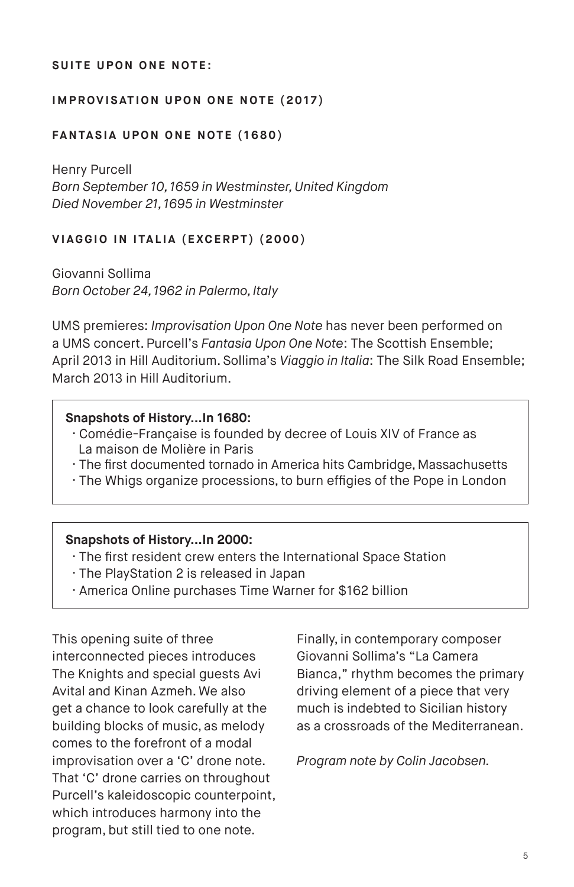**SUITE UPON ONE NOTE:**

**IMPROVISATION UPON ONE NOTE (2017)**

**FANTASIA UPON ONE NOTE (1680)**

Henry Purcell
*Born September 10, 1659 in Westminster, United Kingdom*
*Died November 21, 1695 in Westminster*

**VIAGGIO IN ITALIA (EXCERPT) (2000)**

Giovanni Sollima
*Born October 24, 1962 in Palermo, Italy*

UMS premieres: *Improvisation Upon One Note* has never been performed on a UMS concert. Purcell's *Fantasia Upon One Note*: The Scottish Ensemble; April 2013 in Hill Auditorium. Sollima's *Viaggio in Italia*: The Silk Road Ensemble; March 2013 in Hill Auditorium.

**Snapshots of History…In 1680:**

- Comédie-Française is founded by decree of Louis XIV of France as La maison de Molière in Paris
- The first documented tornado in America hits Cambridge, Massachusetts
- The Whigs organize processions, to burn effigies of the Pope in London

**Snapshots of History…In 2000:**

- The first resident crew enters the International Space Station
- The PlayStation 2 is released in Japan
- America Online purchases Time Warner for $162 billion

This opening suite of three interconnected pieces introduces The Knights and special guests Avi Avital and Kinan Azmeh. We also get a chance to look carefully at the building blocks of music, as melody comes to the forefront of a modal improvisation over a 'C' drone note. That 'C' drone carries on throughout Purcell's kaleidoscopic counterpoint, which introduces harmony into the program, but still tied to one note.

Finally, in contemporary composer Giovanni Sollima's "La Camera Bianca," rhythm becomes the primary driving element of a piece that very much is indebted to Sicilian history as a crossroads of the Mediterranean.

*Program note by Colin Jacobsen.*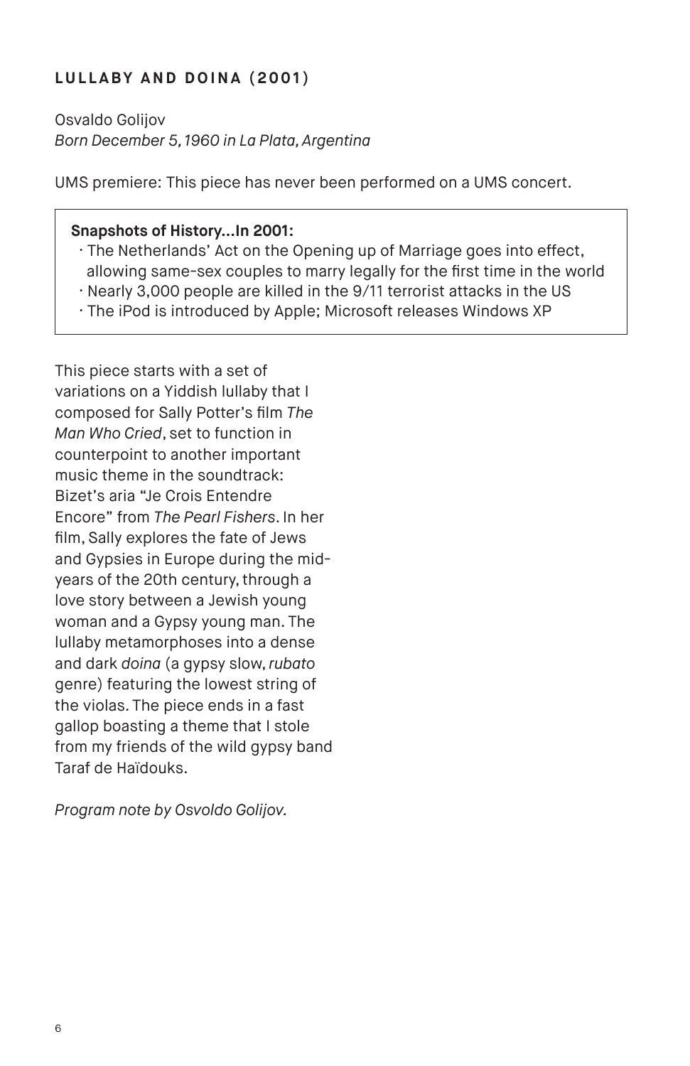## LULLABY AND DOINA (2001)

Osvaldo Golijov
*Born December 5, 1960 in La Plata, Argentina*

UMS premiere: This piece has never been performed on a UMS concert.

**Snapshots of History…In 2001:**

- The Netherlands' Act on the Opening up of Marriage goes into effect, allowing same-sex couples to marry legally for the first time in the world
- Nearly 3,000 people are killed in the 9/11 terrorist attacks in the US
- The iPod is introduced by Apple; Microsoft releases Windows XP

This piece starts with a set of variations on a Yiddish lullaby that I composed for Sally Potter's film *The Man Who Cried*, set to function in counterpoint to another important music theme in the soundtrack: Bizet's aria "Je Crois Entendre Encore" from *The Pearl Fishers*. In her film, Sally explores the fate of Jews and Gypsies in Europe during the mid-years of the 20th century, through a love story between a Jewish young woman and a Gypsy young man. The lullaby metamorphoses into a dense and dark *doina* (a gypsy slow, *rubato* genre) featuring the lowest string of the violas. The piece ends in a fast gallop boasting a theme that I stole from my friends of the wild gypsy band Taraf de Haïdouks.

*Program note by Osvoldo Golijov.*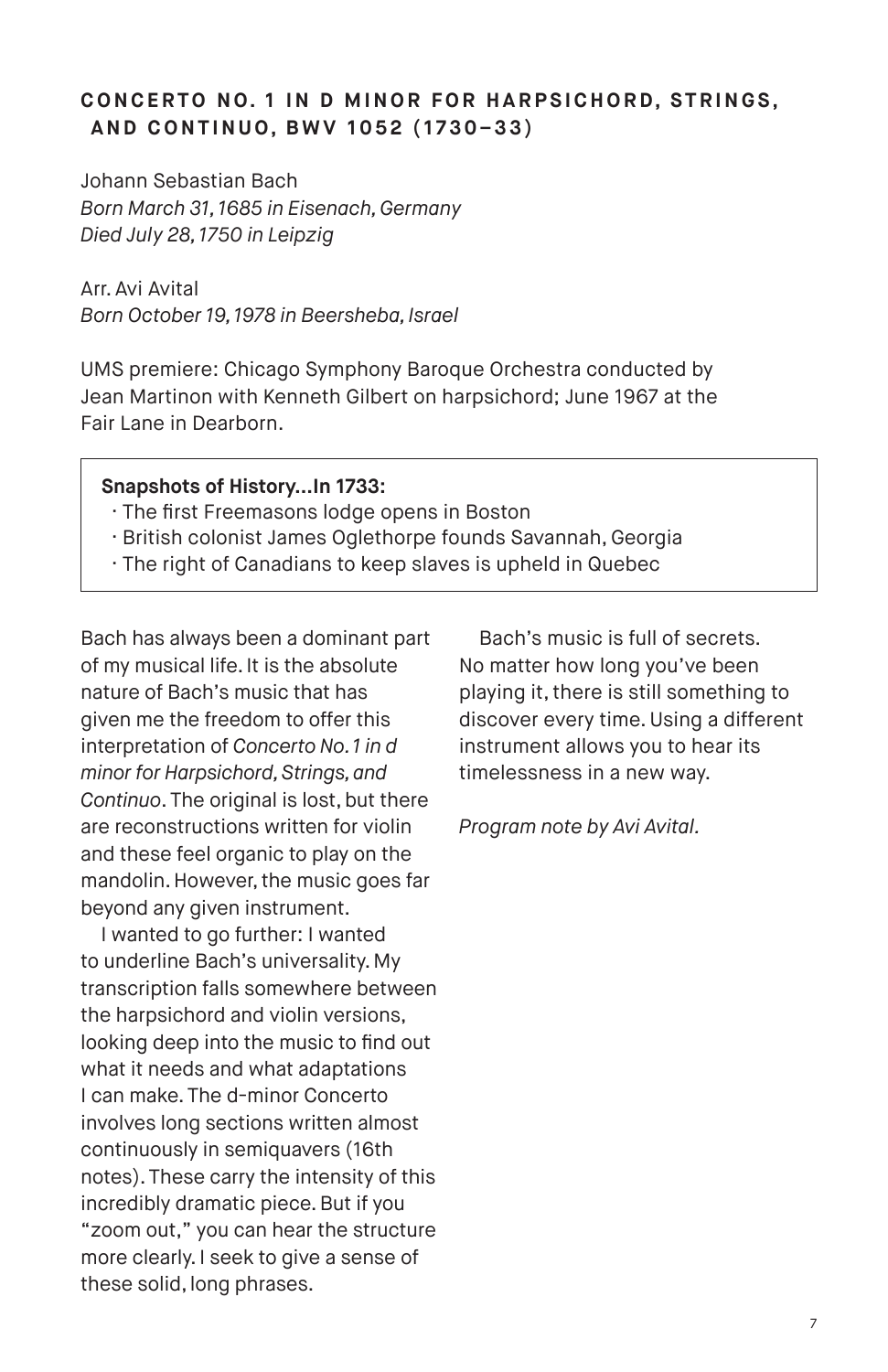## CONCERTO NO. 1 IN D MINOR FOR HARPSICHORD, STRINGS, AND CONTINUO, BWV 1052 (1730–33)

Johann Sebastian Bach
*Born March 31, 1685 in Eisenach, Germany*
*Died July 28, 1750 in Leipzig*

Arr. Avi Avital
*Born October 19, 1978 in Beersheba, Israel*

UMS premiere: Chicago Symphony Baroque Orchestra conducted by Jean Martinon with Kenneth Gilbert on harpsichord; June 1967 at the Fair Lane in Dearborn.

**Snapshots of History…In 1733:**

- The first Freemasons lodge opens in Boston
- British colonist James Oglethorpe founds Savannah, Georgia
- The right of Canadians to keep slaves is upheld in Quebec

Bach has always been a dominant part of my musical life. It is the absolute nature of Bach's music that has given me the freedom to offer this interpretation of *Concerto No. 1 in d minor for Harpsichord, Strings, and Continuo*. The original is lost, but there are reconstructions written for violin and these feel organic to play on the mandolin. However, the music goes far beyond any given instrument.

I wanted to go further: I wanted to underline Bach's universality. My transcription falls somewhere between the harpsichord and violin versions, looking deep into the music to find out what it needs and what adaptations I can make. The d-minor Concerto involves long sections written almost continuously in semiquavers (16th notes). These carry the intensity of this incredibly dramatic piece. But if you "zoom out," you can hear the structure more clearly. I seek to give a sense of these solid, long phrases.

Bach's music is full of secrets. No matter how long you've been playing it, there is still something to discover every time. Using a different instrument allows you to hear its timelessness in a new way.

*Program note by Avi Avital.*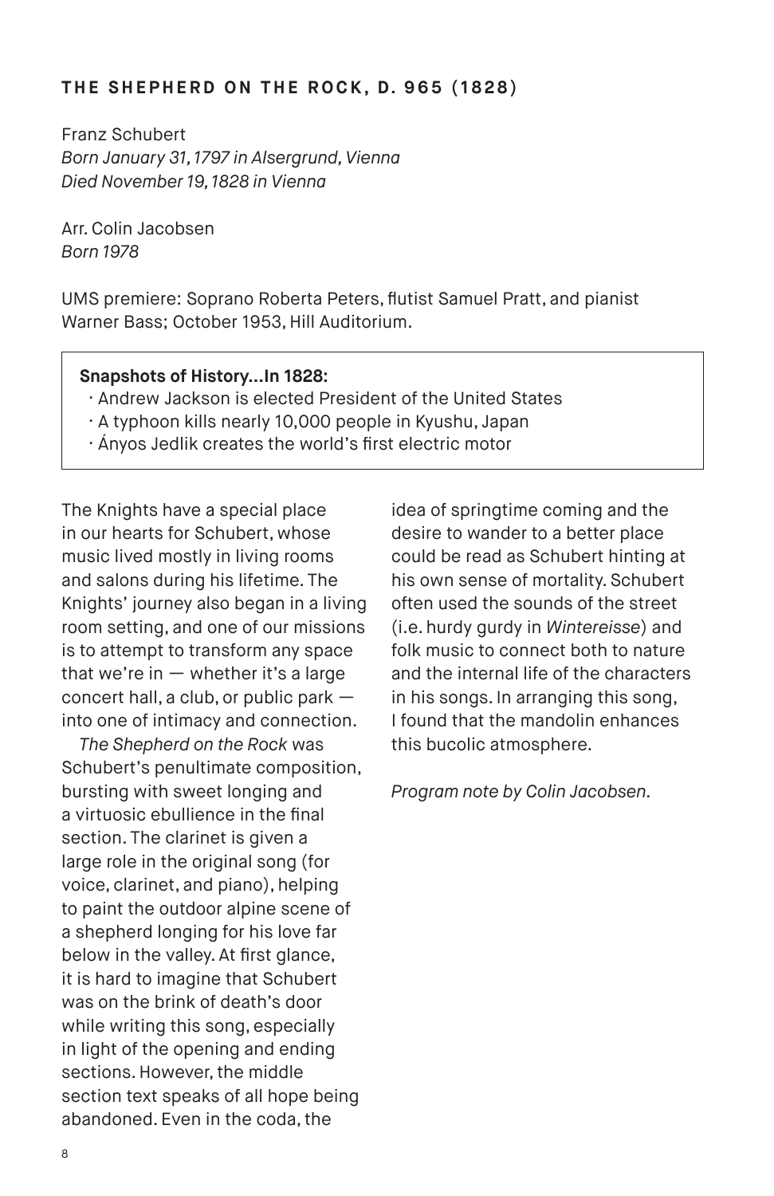## THE SHEPHERD ON THE ROCK, D. 965 (1828)

Franz Schubert
*Born January 31, 1797 in Alsergrund, Vienna*
*Died November 19, 1828 in Vienna*

Arr. Colin Jacobsen
*Born 1978*

UMS premiere: Soprano Roberta Peters, flutist Samuel Pratt, and pianist Warner Bass; October 1953, Hill Auditorium.

> **Snapshots of History…In 1828:**
> - Andrew Jackson is elected President of the United States
> - A typhoon kills nearly 10,000 people in Kyushu, Japan
> - Ányos Jedlik creates the world's first electric motor

The Knights have a special place in our hearts for Schubert, whose music lived mostly in living rooms and salons during his lifetime. The Knights' journey also began in a living room setting, and one of our missions is to attempt to transform any space that we're in — whether it's a large concert hall, a club, or public park — into one of intimacy and connection.

*The Shepherd on the Rock* was Schubert's penultimate composition, bursting with sweet longing and a virtuosic ebullience in the final section. The clarinet is given a large role in the original song (for voice, clarinet, and piano), helping to paint the outdoor alpine scene of a shepherd longing for his love far below in the valley. At first glance, it is hard to imagine that Schubert was on the brink of death's door while writing this song, especially in light of the opening and ending sections. However, the middle section text speaks of all hope being abandoned. Even in the coda, the idea of springtime coming and the desire to wander to a better place could be read as Schubert hinting at his own sense of mortality. Schubert often used the sounds of the street (i.e. hurdy gurdy in *Wintereisse*) and folk music to connect both to nature and the internal life of the characters in his songs. In arranging this song, I found that the mandolin enhances this bucolic atmosphere.

*Program note by Colin Jacobsen.*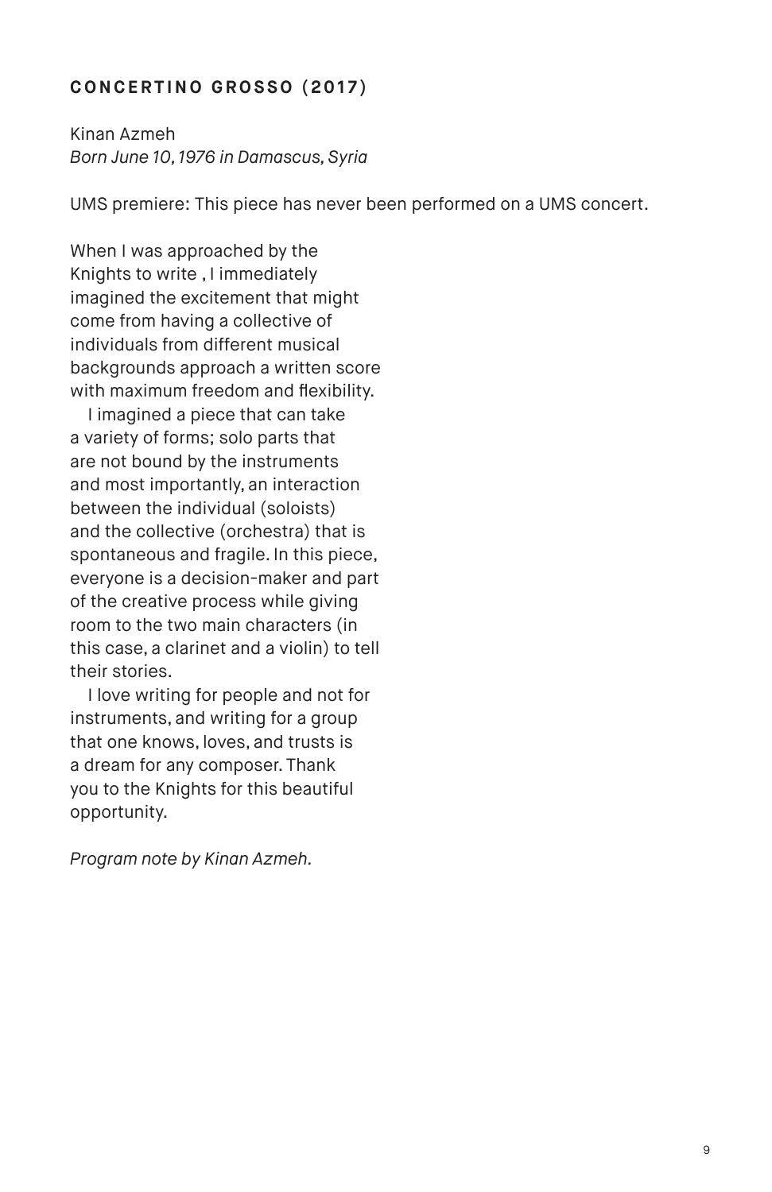## CONCERTINO GROSSO (2017)

Kinan Azmeh
*Born June 10, 1976 in Damascus, Syria*

UMS premiere: This piece has never been performed on a UMS concert.

When I was approached by the Knights to write , I immediately imagined the excitement that might come from having a collective of individuals from different musical backgrounds approach a written score with maximum freedom and flexibility.

I imagined a piece that can take a variety of forms; solo parts that are not bound by the instruments and most importantly, an interaction between the individual (soloists) and the collective (orchestra) that is spontaneous and fragile. In this piece, everyone is a decision-maker and part of the creative process while giving room to the two main characters (in this case, a clarinet and a violin) to tell their stories.

I love writing for people and not for instruments, and writing for a group that one knows, loves, and trusts is a dream for any composer. Thank you to the Knights for this beautiful opportunity.

*Program note by Kinan Azmeh.*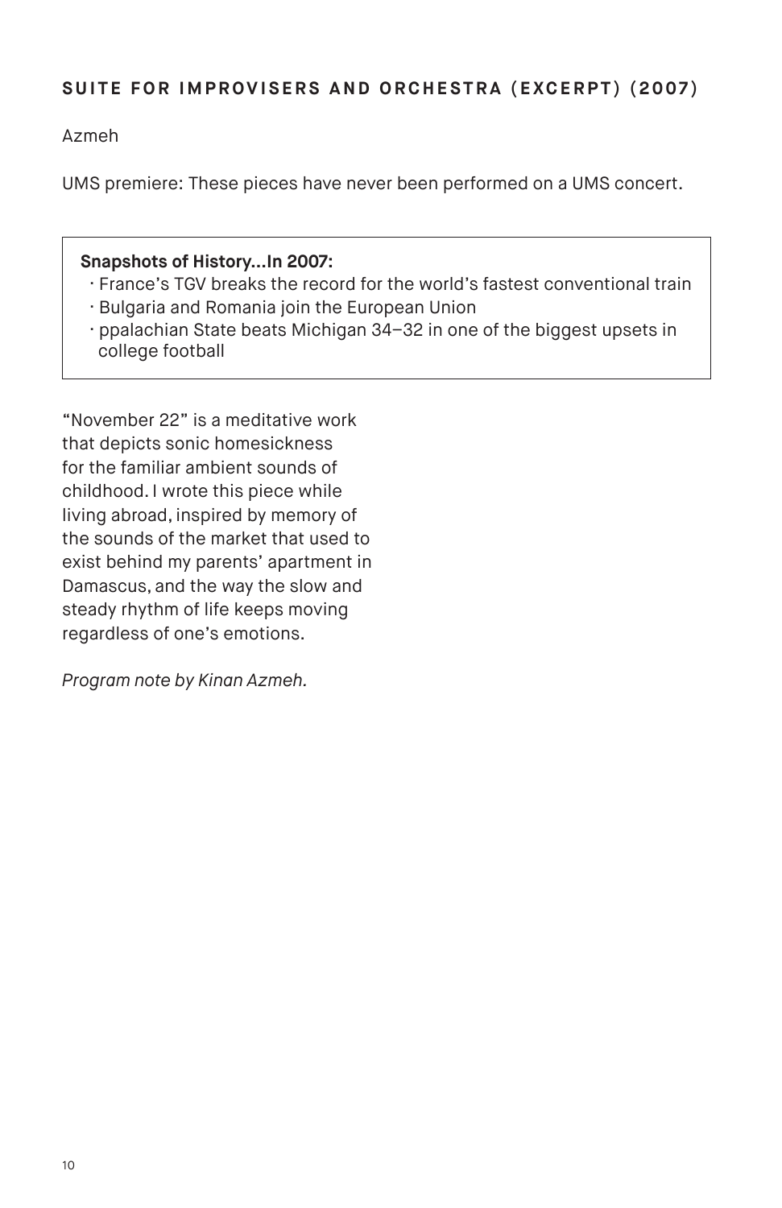## SUITE FOR IMPROVISERS AND ORCHESTRA (EXCERPT) (2007)

Azmeh

UMS premiere: These pieces have never been performed on a UMS concert.

**Snapshots of History…In 2007:**

- France's TGV breaks the record for the world's fastest conventional train
- Bulgaria and Romania join the European Union
- ppalachian State beats Michigan 34–32 in one of the biggest upsets in college football

"November 22" is a meditative work that depicts sonic homesickness for the familiar ambient sounds of childhood. I wrote this piece while living abroad, inspired by memory of the sounds of the market that used to exist behind my parents' apartment in Damascus, and the way the slow and steady rhythm of life keeps moving regardless of one's emotions.

*Program note by Kinan Azmeh.*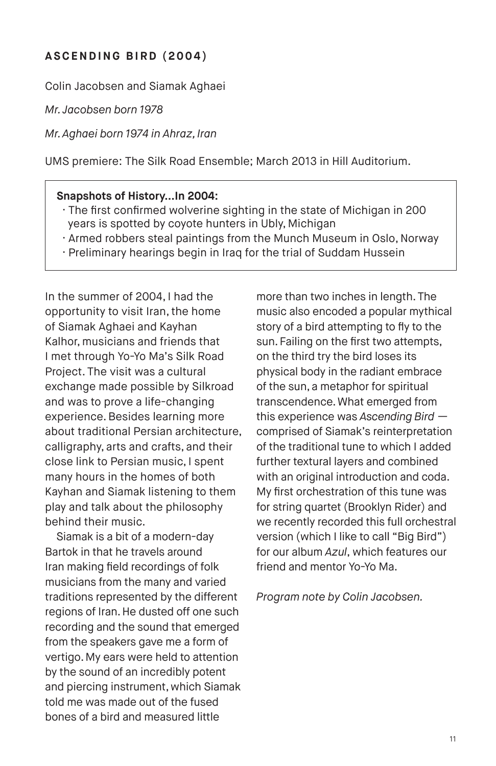## ASCENDING BIRD (2004)

Colin Jacobsen and Siamak Aghaei

*Mr. Jacobsen born 1978*

*Mr. Aghaei born 1974 in Ahraz, Iran*

UMS premiere: The Silk Road Ensemble; March 2013 in Hill Auditorium.

**Snapshots of History...In 2004:**

- The first confirmed wolverine sighting in the state of Michigan in 200 years is spotted by coyote hunters in Ubly, Michigan
- Armed robbers steal paintings from the Munch Museum in Oslo, Norway
- Preliminary hearings begin in Iraq for the trial of Suddam Hussein

In the summer of 2004, I had the opportunity to visit Iran, the home of Siamak Aghaei and Kayhan Kalhor, musicians and friends that I met through Yo-Yo Ma's Silk Road Project. The visit was a cultural exchange made possible by Silkroad and was to prove a life-changing experience. Besides learning more about traditional Persian architecture, calligraphy, arts and crafts, and their close link to Persian music, I spent many hours in the homes of both Kayhan and Siamak listening to them play and talk about the philosophy behind their music.

Siamak is a bit of a modern-day Bartok in that he travels around Iran making field recordings of folk musicians from the many and varied traditions represented by the different regions of Iran. He dusted off one such recording and the sound that emerged from the speakers gave me a form of vertigo. My ears were held to attention by the sound of an incredibly potent and piercing instrument, which Siamak told me was made out of the fused bones of a bird and measured little more than two inches in length. The music also encoded a popular mythical story of a bird attempting to fly to the sun. Failing on the first two attempts, on the third try the bird loses its physical body in the radiant embrace of the sun, a metaphor for spiritual transcendence. What emerged from this experience was *Ascending Bird* — comprised of Siamak's reinterpretation of the traditional tune to which I added further textural layers and combined with an original introduction and coda. My first orchestration of this tune was for string quartet (Brooklyn Rider) and we recently recorded this full orchestral version (which I like to call "Big Bird") for our album *Azul*, which features our friend and mentor Yo-Yo Ma.

*Program note by Colin Jacobsen.*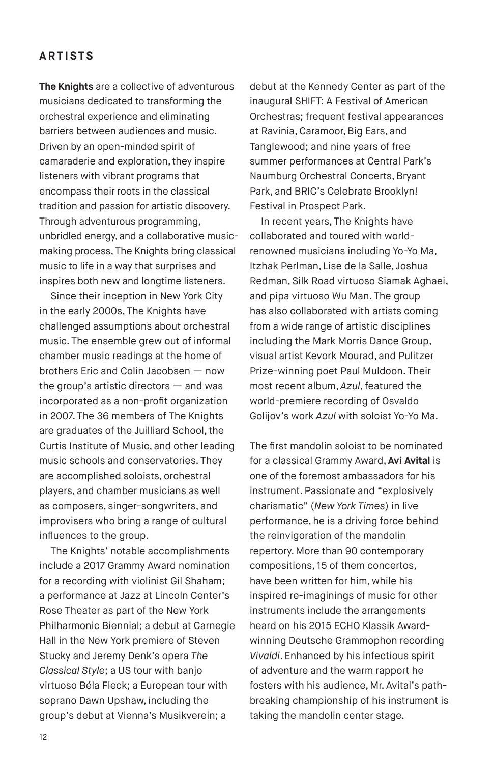## ARTISTS

**The Knights** are a collective of adventurous musicians dedicated to transforming the orchestral experience and eliminating barriers between audiences and music. Driven by an open-minded spirit of camaraderie and exploration, they inspire listeners with vibrant programs that encompass their roots in the classical tradition and passion for artistic discovery. Through adventurous programming, unbridled energy, and a collaborative music-making process, The Knights bring classical music to life in a way that surprises and inspires both new and longtime listeners.

Since their inception in New York City in the early 2000s, The Knights have challenged assumptions about orchestral music. The ensemble grew out of informal chamber music readings at the home of brothers Eric and Colin Jacobsen — now the group's artistic directors — and was incorporated as a non-profit organization in 2007. The 36 members of The Knights are graduates of the Juilliard School, the Curtis Institute of Music, and other leading music schools and conservatories. They are accomplished soloists, orchestral players, and chamber musicians as well as composers, singer-songwriters, and improvisers who bring a range of cultural influences to the group.

The Knights' notable accomplishments include a 2017 Grammy Award nomination for a recording with violinist Gil Shaham; a performance at Jazz at Lincoln Center's Rose Theater as part of the New York Philharmonic Biennial; a debut at Carnegie Hall in the New York premiere of Steven Stucky and Jeremy Denk's opera *The Classical Style*; a US tour with banjo virtuoso Béla Fleck; a European tour with soprano Dawn Upshaw, including the group's debut at Vienna's Musikverein; a debut at the Kennedy Center as part of the inaugural SHIFT: A Festival of American Orchestras; frequent festival appearances at Ravinia, Caramoor, Big Ears, and Tanglewood; and nine years of free summer performances at Central Park's Naumburg Orchestral Concerts, Bryant Park, and BRIC's Celebrate Brooklyn! Festival in Prospect Park.

In recent years, The Knights have collaborated and toured with world-renowned musicians including Yo-Yo Ma, Itzhak Perlman, Lise de la Salle, Joshua Redman, Silk Road virtuoso Siamak Aghaei, and pipa virtuoso Wu Man. The group has also collaborated with artists coming from a wide range of artistic disciplines including the Mark Morris Dance Group, visual artist Kevork Mourad, and Pulitzer Prize-winning poet Paul Muldoon. Their most recent album, *Azul*, featured the world-premiere recording of Osvaldo Golijov's work *Azul* with soloist Yo-Yo Ma.

The first mandolin soloist to be nominated for a classical Grammy Award, **Avi Avital** is one of the foremost ambassadors for his instrument. Passionate and "explosively charismatic" (*New York Times*) in live performance, he is a driving force behind the reinvigoration of the mandolin repertory. More than 90 contemporary compositions, 15 of them concertos, have been written for him, while his inspired re-imaginings of music for other instruments include the arrangements heard on his 2015 ECHO Klassik Award-winning Deutsche Grammophon recording *Vivaldi*. Enhanced by his infectious spirit of adventure and the warm rapport he fosters with his audience, Mr. Avital's path-breaking championship of his instrument is taking the mandolin center stage.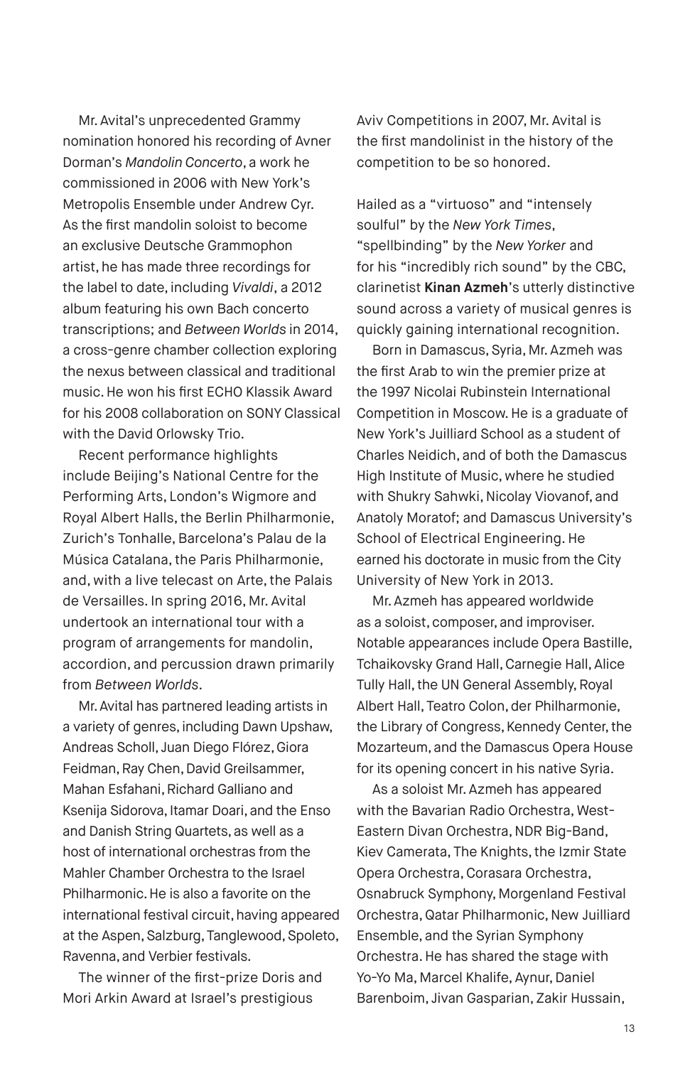Mr. Avital's unprecedented Grammy nomination honored his recording of Avner Dorman's *Mandolin Concerto*, a work he commissioned in 2006 with New York's Metropolis Ensemble under Andrew Cyr. As the first mandolin soloist to become an exclusive Deutsche Grammophon artist, he has made three recordings for the label to date, including *Vivaldi*, a 2012 album featuring his own Bach concerto transcriptions; and *Between Worlds* in 2014, a cross-genre chamber collection exploring the nexus between classical and traditional music. He won his first ECHO Klassik Award for his 2008 collaboration on SONY Classical with the David Orlowsky Trio.

Recent performance highlights include Beijing's National Centre for the Performing Arts, London's Wigmore and Royal Albert Halls, the Berlin Philharmonie, Zurich's Tonhalle, Barcelona's Palau de la Música Catalana, the Paris Philharmonie, and, with a live telecast on Arte, the Palais de Versailles. In spring 2016, Mr. Avital undertook an international tour with a program of arrangements for mandolin, accordion, and percussion drawn primarily from *Between Worlds*.

Mr. Avital has partnered leading artists in a variety of genres, including Dawn Upshaw, Andreas Scholl, Juan Diego Flórez, Giora Feidman, Ray Chen, David Greilsammer, Mahan Esfahani, Richard Galliano and Ksenija Sidorova, Itamar Doari, and the Enso and Danish String Quartets, as well as a host of international orchestras from the Mahler Chamber Orchestra to the Israel Philharmonic. He is also a favorite on the international festival circuit, having appeared at the Aspen, Salzburg, Tanglewood, Spoleto, Ravenna, and Verbier festivals.

The winner of the first-prize Doris and Mori Arkin Award at Israel's prestigious Aviv Competitions in 2007, Mr. Avital is the first mandolinist in the history of the competition to be so honored.

Hailed as a "virtuoso" and "intensely soulful" by the *New York Times*, "spellbinding" by the *New Yorker* and for his "incredibly rich sound" by the CBC, clarinetist **Kinan Azmeh**'s utterly distinctive sound across a variety of musical genres is quickly gaining international recognition.

Born in Damascus, Syria, Mr. Azmeh was the first Arab to win the premier prize at the 1997 Nicolai Rubinstein International Competition in Moscow. He is a graduate of New York's Juilliard School as a student of Charles Neidich, and of both the Damascus High Institute of Music, where he studied with Shukry Sahwki, Nicolay Viovanof, and Anatoly Moratof; and Damascus University's School of Electrical Engineering. He earned his doctorate in music from the City University of New York in 2013.

Mr. Azmeh has appeared worldwide as a soloist, composer, and improviser. Notable appearances include Opera Bastille, Tchaikovsky Grand Hall, Carnegie Hall, Alice Tully Hall, the UN General Assembly, Royal Albert Hall, Teatro Colon, der Philharmonie, the Library of Congress, Kennedy Center, the Mozarteum, and the Damascus Opera House for its opening concert in his native Syria.

As a soloist Mr. Azmeh has appeared with the Bavarian Radio Orchestra, West-Eastern Divan Orchestra, NDR Big-Band, Kiev Camerata, The Knights, the Izmir State Opera Orchestra, Corasara Orchestra, Osnabruck Symphony, Morgenland Festival Orchestra, Qatar Philharmonic, New Juilliard Ensemble, and the Syrian Symphony Orchestra. He has shared the stage with Yo-Yo Ma, Marcel Khalife, Aynur, Daniel Barenboim, Jivan Gasparian, Zakir Hussain,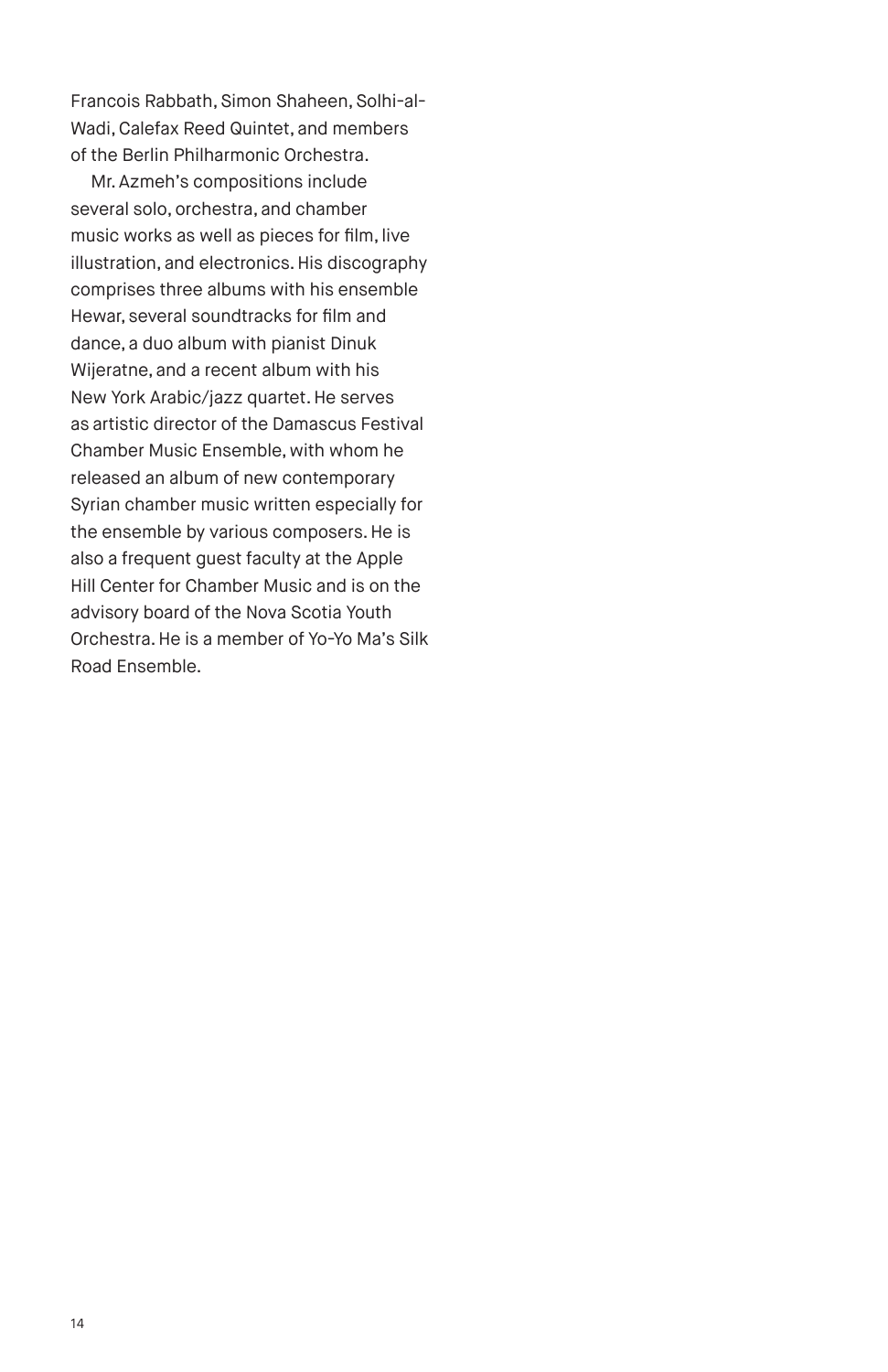Francois Rabbath, Simon Shaheen, Solhi-al-Wadi, Calefax Reed Quintet, and members of the Berlin Philharmonic Orchestra.

Mr. Azmeh's compositions include several solo, orchestra, and chamber music works as well as pieces for film, live illustration, and electronics. His discography comprises three albums with his ensemble Hewar, several soundtracks for film and dance, a duo album with pianist Dinuk Wijeratne, and a recent album with his New York Arabic/jazz quartet. He serves as artistic director of the Damascus Festival Chamber Music Ensemble, with whom he released an album of new contemporary Syrian chamber music written especially for the ensemble by various composers. He is also a frequent guest faculty at the Apple Hill Center for Chamber Music and is on the advisory board of the Nova Scotia Youth Orchestra. He is a member of Yo-Yo Ma's Silk Road Ensemble.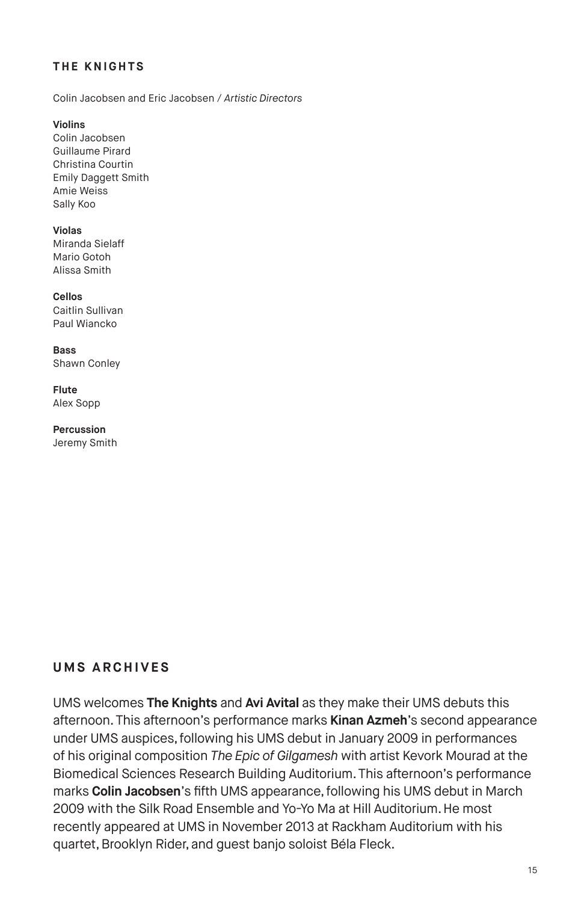## THE KNIGHTS

Colin Jacobsen and Eric Jacobsen / *Artistic Directors*

**Violins**
Colin Jacobsen
Guillaume Pirard
Christina Courtin
Emily Daggett Smith
Amie Weiss
Sally Koo

**Violas**
Miranda Sielaff
Mario Gotoh
Alissa Smith

**Cellos**
Caitlin Sullivan
Paul Wiancko

**Bass**
Shawn Conley

**Flute**
Alex Sopp

**Percussion**
Jeremy Smith

## UMS ARCHIVES

UMS welcomes **The Knights** and **Avi Avital** as they make their UMS debuts this afternoon. This afternoon's performance marks **Kinan Azmeh**'s second appearance under UMS auspices, following his UMS debut in January 2009 in performances of his original composition *The Epic of Gilgamesh* with artist Kevork Mourad at the Biomedical Sciences Research Building Auditorium. This afternoon's performance marks **Colin Jacobsen**'s fifth UMS appearance, following his UMS debut in March 2009 with the Silk Road Ensemble and Yo-Yo Ma at Hill Auditorium. He most recently appeared at UMS in November 2013 at Rackham Auditorium with his quartet, Brooklyn Rider, and guest banjo soloist Béla Fleck.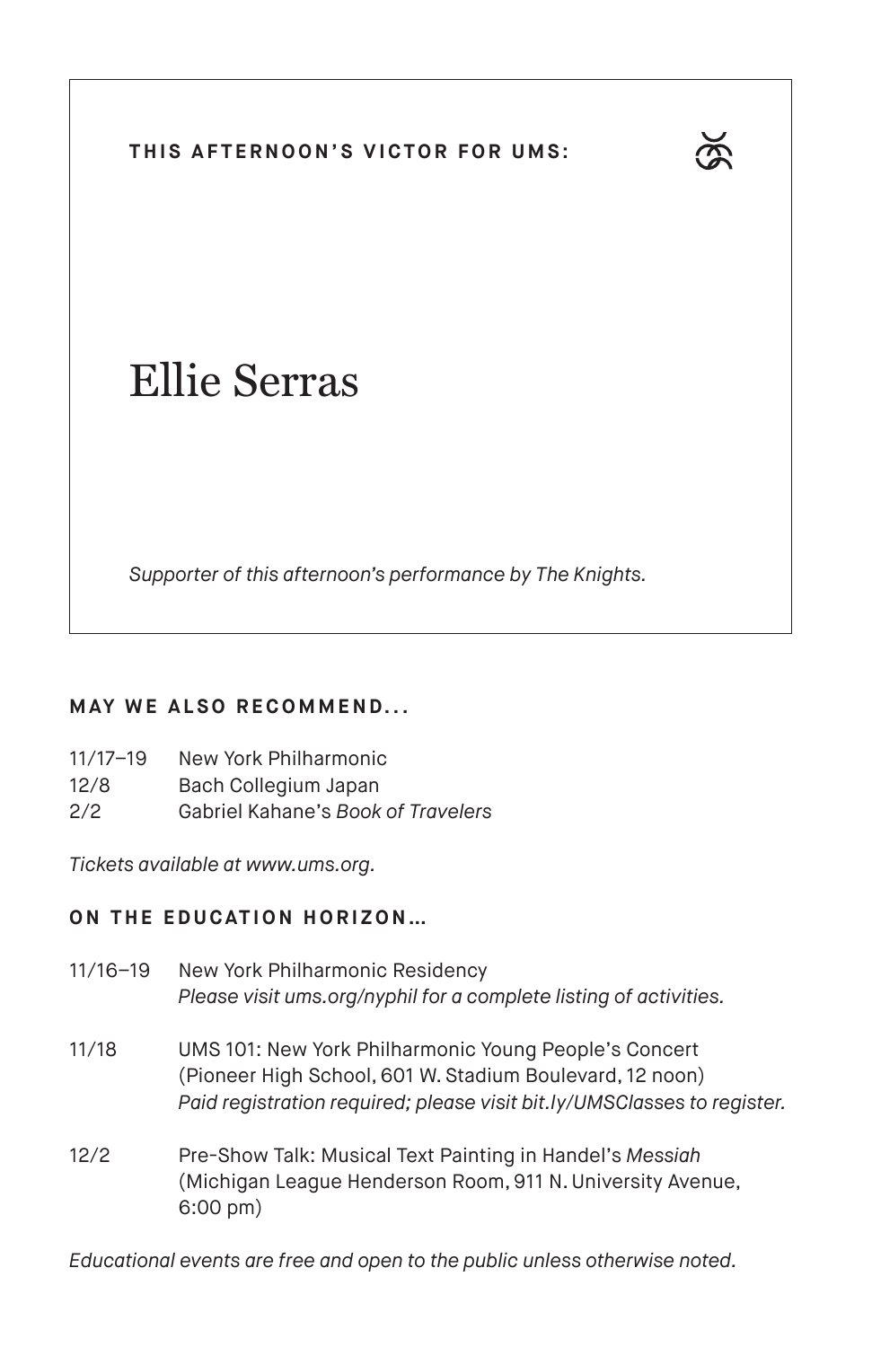**THIS AFTERNOON'S VICTOR FOR UMS:**

# Ellie Serras

*Supporter of this afternoon's performance by The Knights.*

## MAY WE ALSO RECOMMEND...

| | |
|---|---|
| 11/17–19 | New York Philharmonic |
| 12/8 | Bach Collegium Japan |
| 2/2 | Gabriel Kahane's *Book of Travelers* |

*Tickets available at www.ums.org.*

## ON THE EDUCATION HORIZON...

| | |
|---|---|
| 11/16–19 | New York Philharmonic Residency<br>*Please visit ums.org/nyphil for a complete listing of activities.* |
| 11/18 | UMS 101: New York Philharmonic Young People's Concert<br>(Pioneer High School, 601 W. Stadium Boulevard, 12 noon)<br>*Paid registration required; please visit bit.ly/UMSClasses to register.* |
| 12/2 | Pre-Show Talk: Musical Text Painting in Handel's *Messiah*<br>(Michigan League Henderson Room, 911 N. University Avenue, 6:00 pm) |

*Educational events are free and open to the public unless otherwise noted.*